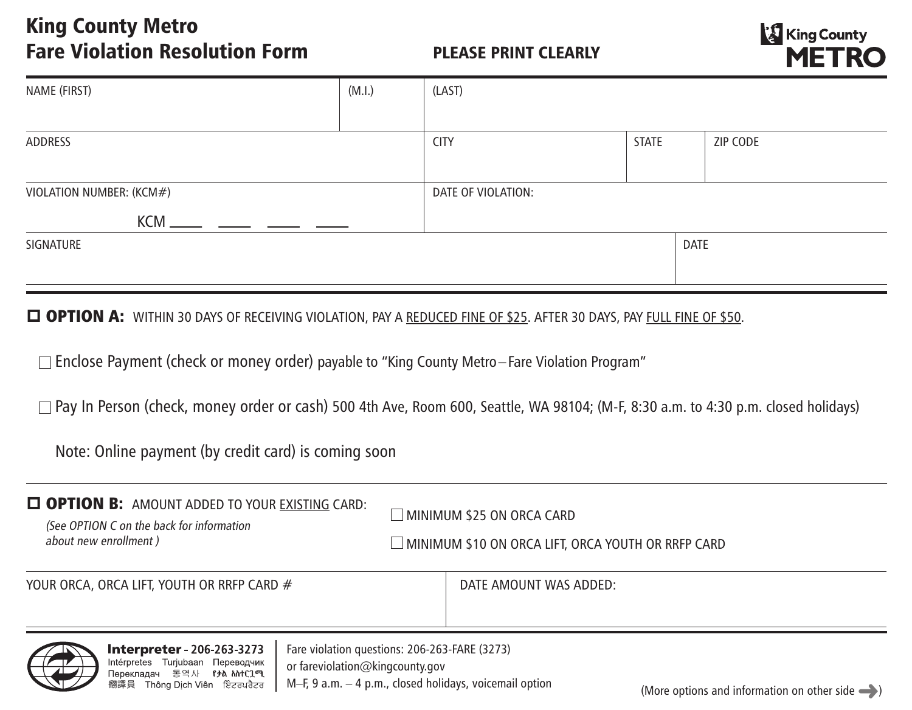# King County Metro Fare Violation Resolution Form

**PLEASE PRINT CLEARLY**

King County METRO

| NAME (FIRST) | (M.I.) | (LAST) | | |
|---|---|---|---|---|
| | | | | |
| ADDRESS | | CITY | STATE | ZIP CODE |
| | | | | |
| VIOLATION NUMBER: (KCM#) KCM ____ ____ ____ ____ | | DATE OF VIOLATION: | | |
| SIGNATURE | | | DATE | |
| | | | | |

☐ **OPTION A:** WITHIN 30 DAYS OF RECEIVING VIOLATION, PAY A REDUCED FINE OF $25. AFTER 30 DAYS, PAY FULL FINE OF $50.

- ☐ Enclose Payment (check or money order) payable to "King County Metro – Fare Violation Program"
- ☐ Pay In Person (check, money order or cash) 500 4th Ave, Room 600, Seattle, WA 98104; (M-F, 8:30 a.m. to 4:30 p.m. closed holidays)

Note: Online payment (by credit card) is coming soon

☐ **OPTION B:** AMOUNT ADDED TO YOUR EXISTING CARD:

*(See OPTION C on the back for information about new enrollment )*

- ☐ MINIMUM $25 ON ORCA CARD
- ☐ MINIMUM $10 ON ORCA LIFT, ORCA YOUTH OR RRFP CARD

| YOUR ORCA, ORCA LIFT, YOUTH OR RRFP CARD # | DATE AMOUNT WAS ADDED: |
|---|---|
| | |

**Interpreter** - 206-263-3273
Intérpretes Turjubaan Переводчик
Перекладач 통역사 የቃል አስተርጓሚ
翻譯員 Thông Dịch Viên ਇੰਟਰਪਰੈਟਰ

Fare violation questions: 206-263-FARE (3273)
or fareviolation@kingcounty.gov
M–F, 9 a.m. – 4 p.m., closed holidays, voicemail option

(More options and information on other side →)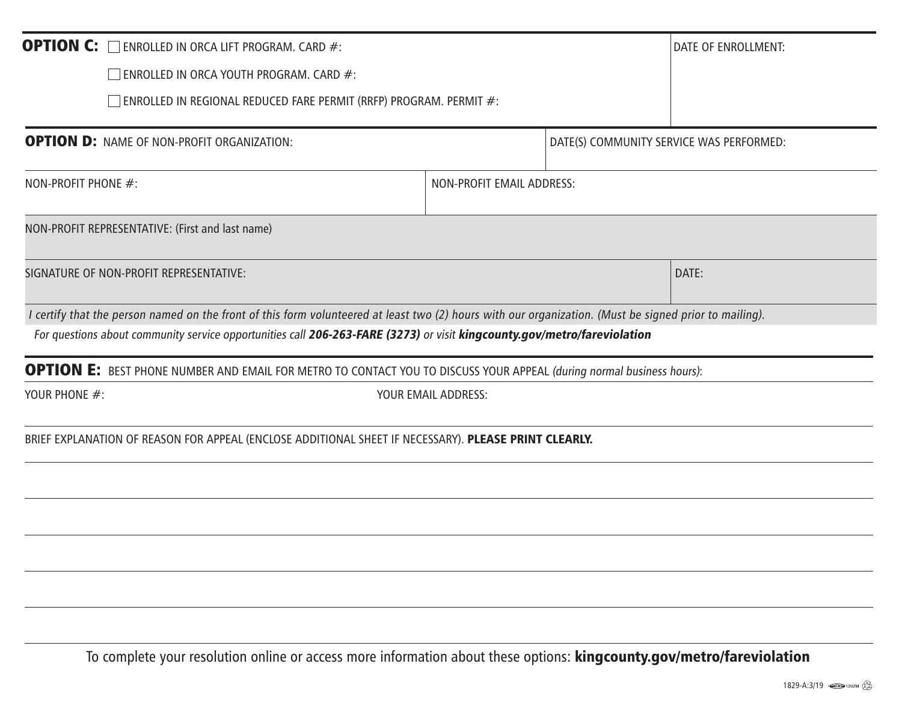**OPTION C:** ☐ ENROLLED IN ORCA LIFT PROGRAM. CARD #:

☐ ENROLLED IN ORCA YOUTH PROGRAM. CARD #:

☐ ENROLLED IN REGIONAL REDUCED FARE PERMIT (RRFP) PROGRAM. PERMIT #:

DATE OF ENROLLMENT:

---

**OPTION D:** NAME OF NON-PROFIT ORGANIZATION:

DATE(S) COMMUNITY SERVICE WAS PERFORMED:

NON-PROFIT PHONE #:

NON-PROFIT EMAIL ADDRESS:

NON-PROFIT REPRESENTATIVE: (First and last name)

SIGNATURE OF NON-PROFIT REPRESENTATIVE:

DATE:

*I certify that the person named on the front of this form volunteered at least two (2) hours with our organization. (Must be signed prior to mailing).*

*For questions about community service opportunities call* ***206-263-FARE (3273)*** *or visit* ***kingcounty.gov/metro/fareviolation***

---

**OPTION E:** BEST PHONE NUMBER AND EMAIL FOR METRO TO CONTACT YOU TO DISCUSS YOUR APPEAL *(during normal business hours)*:

YOUR PHONE #:

YOUR EMAIL ADDRESS:

BRIEF EXPLANATION OF REASON FOR APPEAL (ENCLOSE ADDITIONAL SHEET IF NECESSARY). **PLEASE PRINT CLEARLY.**

To complete your resolution online or access more information about these options: **kingcounty.gov/metro/fareviolation**

1829-A:3/19